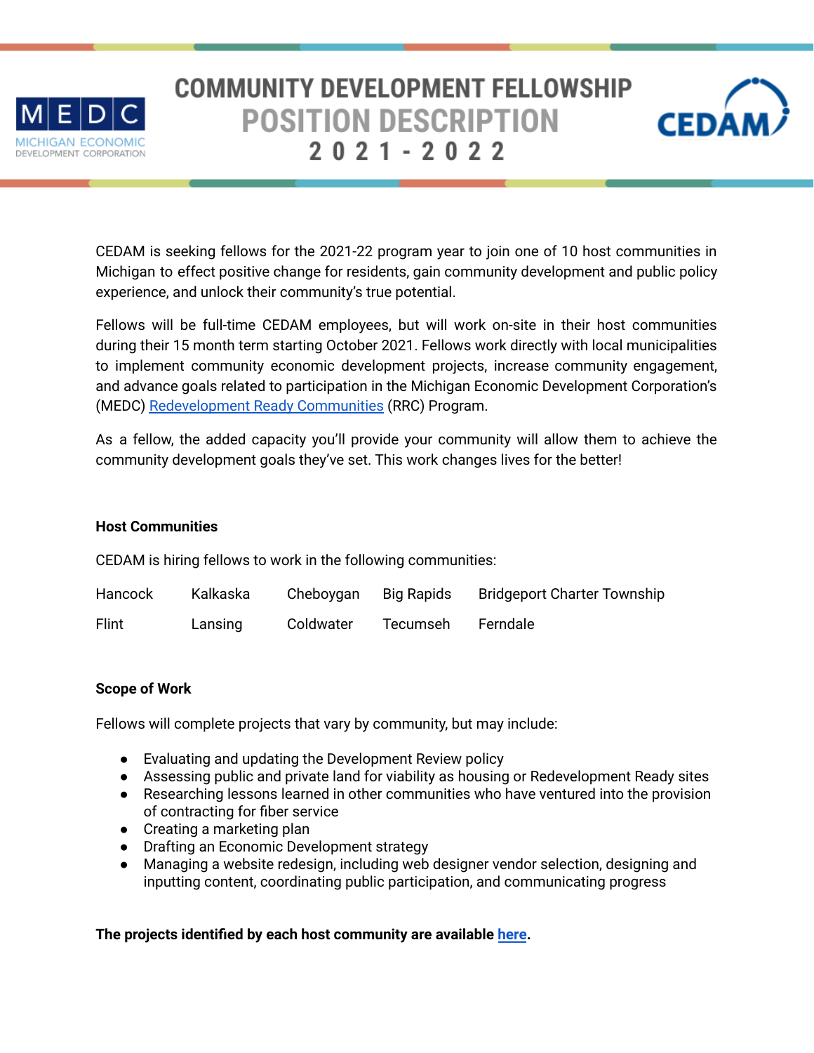MICHIGAN ECONOMIC DEVELOPMENT CORPORATION

# COMMUNITY DEVELOPMENT FELLOWSHIP
## POSITION DESCRIPTION
## 2021-2022

CEDAM

CEDAM is seeking fellows for the 2021-22 program year to join one of 10 host communities in Michigan to effect positive change for residents, gain community development and public policy experience, and unlock their community's true potential.

Fellows will be full-time CEDAM employees, but will work on-site in their host communities during their 15 month term starting October 2021. Fellows work directly with local municipalities to implement community economic development projects, increase community engagement, and advance goals related to participation in the Michigan Economic Development Corporation's (MEDC) Redevelopment Ready Communities (RRC) Program.

As a fellow, the added capacity you'll provide your community will allow them to achieve the community development goals they've set. This work changes lives for the better!

### Host Communities

CEDAM is hiring fellows to work in the following communities:

| | | | | |
|---|---|---|---|---|
| Hancock | Kalkaska | Cheboygan | Big Rapids | Bridgeport Charter Township |
| Flint | Lansing | Coldwater | Tecumseh | Ferndale |

### Scope of Work

Fellows will complete projects that vary by community, but may include:

- Evaluating and updating the Development Review policy
- Assessing public and private land for viability as housing or Redevelopment Ready sites
- Researching lessons learned in other communities who have ventured into the provision of contracting for fiber service
- Creating a marketing plan
- Drafting an Economic Development strategy
- Managing a website redesign, including web designer vendor selection, designing and inputting content, coordinating public participation, and communicating progress

**The projects identified by each host community are available here.**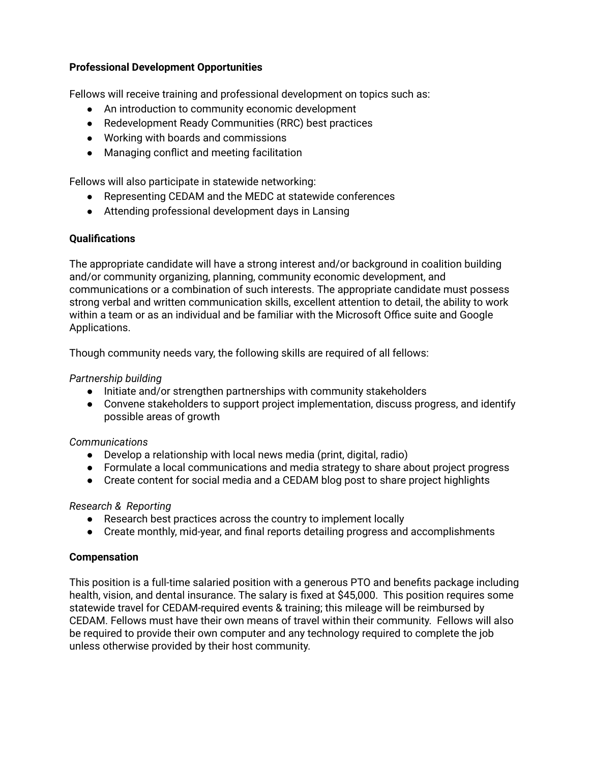**Professional Development Opportunities**

Fellows will receive training and professional development on topics such as:

- An introduction to community economic development
- Redevelopment Ready Communities (RRC) best practices
- Working with boards and commissions
- Managing conflict and meeting facilitation

Fellows will also participate in statewide networking:

- Representing CEDAM and the MEDC at statewide conferences
- Attending professional development days in Lansing

**Qualifications**

The appropriate candidate will have a strong interest and/or background in coalition building and/or community organizing, planning, community economic development, and communications or a combination of such interests. The appropriate candidate must possess strong verbal and written communication skills, excellent attention to detail, the ability to work within a team or as an individual and be familiar with the Microsoft Office suite and Google Applications.

Though community needs vary, the following skills are required of all fellows:

*Partnership building*

- Initiate and/or strengthen partnerships with community stakeholders
- Convene stakeholders to support project implementation, discuss progress, and identify possible areas of growth

*Communications*

- Develop a relationship with local news media (print, digital, radio)
- Formulate a local communications and media strategy to share about project progress
- Create content for social media and a CEDAM blog post to share project highlights

*Research & Reporting*

- Research best practices across the country to implement locally
- Create monthly, mid-year, and final reports detailing progress and accomplishments

**Compensation**

This position is a full-time salaried position with a generous PTO and benefits package including health, vision, and dental insurance. The salary is fixed at $45,000. This position requires some statewide travel for CEDAM-required events & training; this mileage will be reimbursed by CEDAM. Fellows must have their own means of travel within their community. Fellows will also be required to provide their own computer and any technology required to complete the job unless otherwise provided by their host community.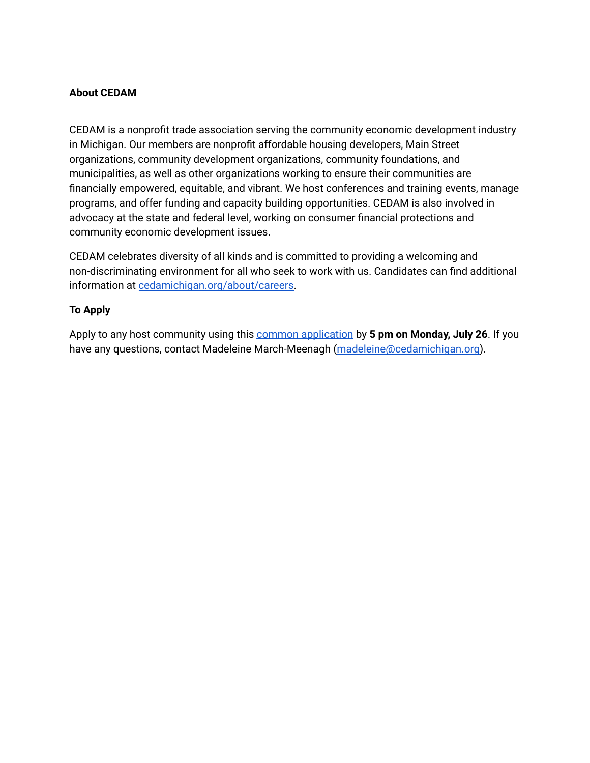**About CEDAM**

CEDAM is a nonprofit trade association serving the community economic development industry in Michigan. Our members are nonprofit affordable housing developers, Main Street organizations, community development organizations, community foundations, and municipalities, as well as other organizations working to ensure their communities are financially empowered, equitable, and vibrant. We host conferences and training events, manage programs, and offer funding and capacity building opportunities. CEDAM is also involved in advocacy at the state and federal level, working on consumer financial protections and community economic development issues.

CEDAM celebrates diversity of all kinds and is committed to providing a welcoming and non-discriminating environment for all who seek to work with us. Candidates can find additional information at cedamichigan.org/about/careers.

**To Apply**

Apply to any host community using this common application by **5 pm on Monday, July 26**. If you have any questions, contact Madeleine March-Meenagh (madeleine@cedamichigan.org).